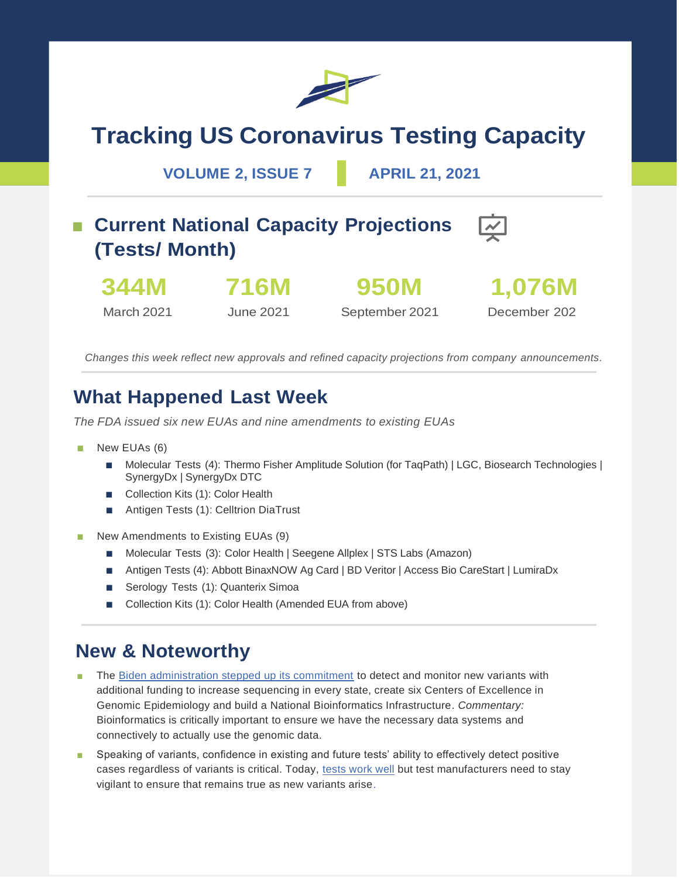# Tracking US Coronavirus Testing Capacity

**VOLUME 2, ISSUE 7** | **APRIL 21, 2021**

## Current National Capacity Projections (Tests/ Month)

| 344M | 716M | 950M | 1,076M |
|---|---|---|---|
| March 2021 | June 2021 | September 2021 | December 202 |

*Changes this week reflect new approvals and refined capacity projections from company announcements.*

## What Happened Last Week

*The FDA issued six new EUAs and nine amendments to existing EUAs*

- New EUAs (6)
  - Molecular Tests (4): Thermo Fisher Amplitude Solution (for TaqPath) | LGC, Biosearch Technologies | SynergyDx | SynergyDx DTC
  - Collection Kits (1): Color Health
  - Antigen Tests (1): Celltrion DiaTrust
- New Amendments to Existing EUAs (9)
  - Molecular Tests (3): Color Health | Seegene Allplex | STS Labs (Amazon)
  - Antigen Tests (4): Abbott BinaxNOW Ag Card | BD Veritor | Access Bio CareStart | LumiraDx
  - Serology Tests (1): Quanterix Simoa
  - Collection Kits (1): Color Health (Amended EUA from above)

## New & Noteworthy

- The Biden administration stepped up its commitment to detect and monitor new variants with additional funding to increase sequencing in every state, create six Centers of Excellence in Genomic Epidemiology and build a National Bioinformatics Infrastructure. *Commentary:* Bioinformatics is critically important to ensure we have the necessary data systems and connectively to actually use the genomic data.
- Speaking of variants, confidence in existing and future tests' ability to effectively detect positive cases regardless of variants is critical. Today, tests work well but test manufacturers need to stay vigilant to ensure that remains true as new variants arise.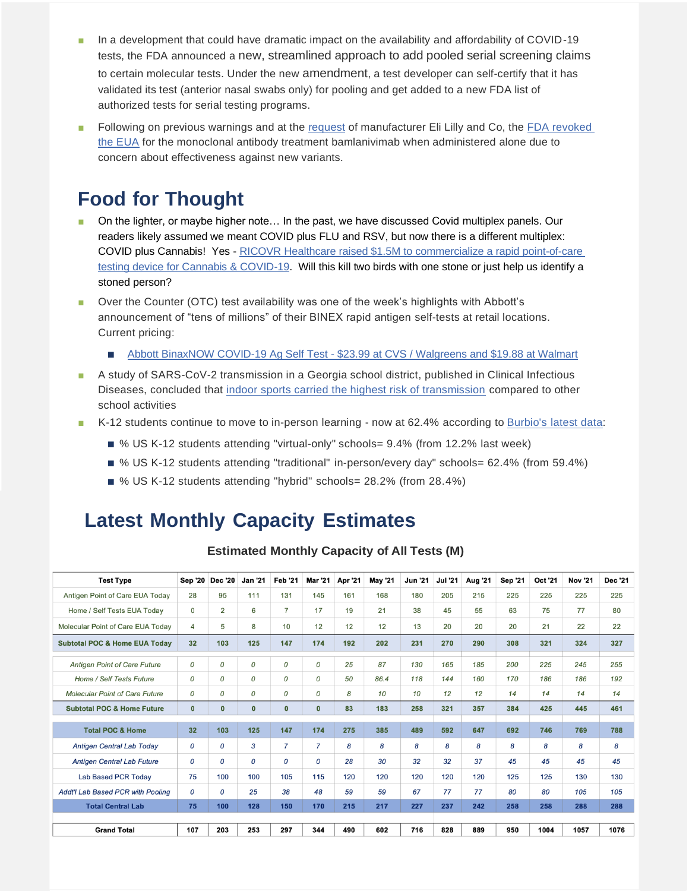- In a development that could have dramatic impact on the availability and affordability of COVID-19 tests, the FDA announced a new, streamlined approach to add pooled serial screening claims to certain molecular tests. Under the new amendment, a test developer can self-certify that it has validated its test (anterior nasal swabs only) for pooling and get added to a new FDA list of authorized tests for serial testing programs.
- Following on previous warnings and at the request of manufacturer Eli Lilly and Co, the FDA revoked the EUA for the monoclonal antibody treatment bamlanivimab when administered alone due to concern about effectiveness against new variants.

## Food for Thought

- On the lighter, or maybe higher note… In the past, we have discussed Covid multiplex panels. Our readers likely assumed we meant COVID plus FLU and RSV, but now there is a different multiplex: COVID plus Cannabis! Yes - RICOVR Healthcare raised $1.5M to commercialize a rapid point-of-care testing device for Cannabis & COVID-19. Will this kill two birds with one stone or just help us identify a stoned person?
- Over the Counter (OTC) test availability was one of the week's highlights with Abbott's announcement of "tens of millions" of their BINEX rapid antigen self-tests at retail locations. Current pricing:
  - Abbott BinaxNOW COVID-19 Ag Self Test - $23.99 at CVS / Walgreens and $19.88 at Walmart
- A study of SARS-CoV-2 transmission in a Georgia school district, published in Clinical Infectious Diseases, concluded that indoor sports carried the highest risk of transmission compared to other school activities
- K-12 students continue to move to in-person learning - now at 62.4% according to Burbio's latest data:
  - % US K-12 students attending "virtual-only" schools= 9.4% (from 12.2% last week)
  - % US K-12 students attending "traditional" in-person/every day" schools= 62.4% (from 59.4%)
  - % US K-12 students attending "hybrid" schools= 28.2% (from 28.4%)

## Latest Monthly Capacity Estimates

**Estimated Monthly Capacity of All Tests (M)**

| Test Type | Sep '20 | Dec '20 | Jan '21 | Feb '21 | Mar '21 | Apr '21 | May '21 | Jun '21 | Jul '21 | Aug '21 | Sep '21 | Oct '21 | Nov '21 | Dec '21 |
|---|---|---|---|---|---|---|---|---|---|---|---|---|---|---|
| Antigen Point of Care EUA Today | 28 | 95 | 111 | 131 | 145 | 161 | 168 | 180 | 205 | 215 | 225 | 225 | 225 | 225 |
| Home / Self Tests EUA Today | 0 | 2 | 6 | 7 | 17 | 19 | 21 | 38 | 45 | 55 | 63 | 75 | 77 | 80 |
| Molecular Point of Care EUA Today | 4 | 5 | 8 | 10 | 12 | 12 | 12 | 13 | 20 | 20 | 20 | 21 | 22 | 22 |
| **Subtotal POC & Home EUA Today** | **32** | **103** | **125** | **147** | **174** | **192** | **202** | **231** | **270** | **290** | **308** | **321** | **324** | **327** |
| *Antigen Point of Care Future* | *0* | *0* | *0* | *0* | *0* | *25* | *87* | *130* | *165* | *185* | *200* | *225* | *245* | *255* |
| *Home / Self Tests Future* | *0* | *0* | *0* | *0* | *0* | *50* | *86.4* | *118* | *144* | *160* | *170* | *186* | *186* | *192* |
| *Molecular Point of Care Future* | *0* | *0* | *0* | *0* | *0* | *8* | *10* | *10* | *12* | *12* | *14* | *14* | *14* | *14* |
| **Subtotal POC & Home Future** | **0** | **0** | **0** | **0** | **0** | **83** | **183** | **258** | **321** | **357** | **384** | **425** | **445** | **461** |
| **Total POC & Home** | **32** | **103** | **125** | **147** | **174** | **275** | **385** | **489** | **592** | **647** | **692** | **746** | **769** | **788** |
| *Antigen Central Lab Today* | *0* | *0* | *3* | *7* | *7* | *8* | *8* | *8* | *8* | *8* | *8* | *8* | *8* | *8* |
| *Antigen Central Lab Future* | *0* | *0* | *0* | *0* | *0* | *28* | *30* | *32* | *32* | *37* | *45* | *45* | *45* | *45* |
| Lab Based PCR Today | 75 | 100 | 100 | 105 | 115 | 120 | 120 | 120 | 120 | 120 | 125 | 125 | 130 | 130 |
| *Addt'l Lab Based PCR with Pooling* | *0* | *0* | *25* | *38* | *48* | *59* | *59* | *67* | *77* | *77* | *80* | *80* | *105* | *105* |
| **Total Central Lab** | **75** | **100** | **128** | **150** | **170** | **215** | **217** | **227** | **237** | **242** | **258** | **258** | **288** | **288** |
| **Grand Total** | **107** | **203** | **253** | **297** | **344** | **490** | **602** | **716** | **828** | **889** | **950** | **1004** | **1057** | **1076** |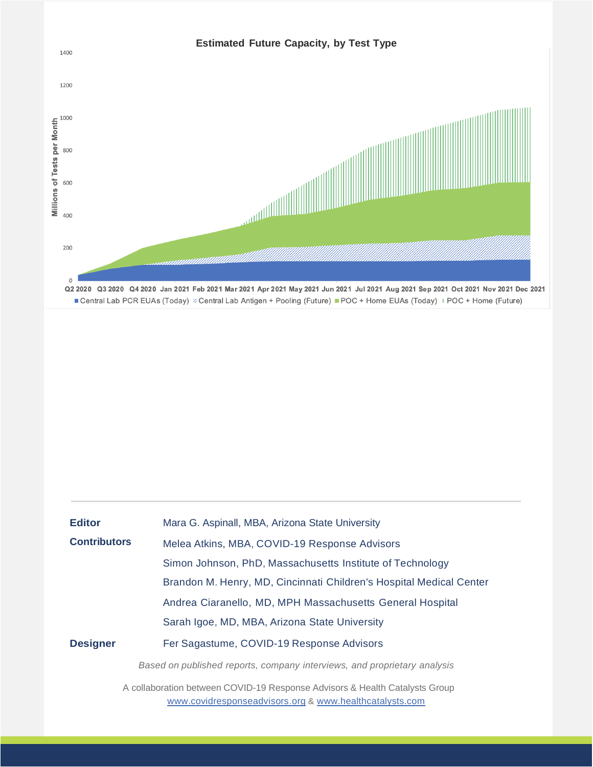**Estimated Future Capacity, by Test Type**

Millions of Tests per Month

0
200
400
600
800
1000
1200
1400

Q2 2020 Q3 2020 Q4 2020 Jan 2021 Feb 2021 Mar 2021 Apr 2021 May 2021 Jun 2021 Jul 2021 Aug 2021 Sep 2021 Oct 2021 Nov 2021 Dec 2021

Central Lab PCR EUAs (Today) · Central Lab Antigen + Pooling (Future) · POC + Home EUAs (Today) · POC + Home (Future)

---

**Editor** Mara G. Aspinall, MBA, Arizona State University

**Contributors** Melea Atkins, MBA, COVID-19 Response Advisors

Simon Johnson, PhD, Massachusetts Institute of Technology

Brandon M. Henry, MD, Cincinnati Children's Hospital Medical Center

Andrea Ciaranello, MD, MPH Massachusetts General Hospital

Sarah Igoe, MD, MBA, Arizona State University

**Designer** Fer Sagastume, COVID-19 Response Advisors

*Based on published reports, company interviews, and proprietary analysis*

A collaboration between COVID-19 Response Advisors & Health Catalysts Group
[www.covidresponseadvisors.org](http://www.covidresponseadvisors.org) & [www.healthcatalysts.com](http://www.healthcatalysts.com)